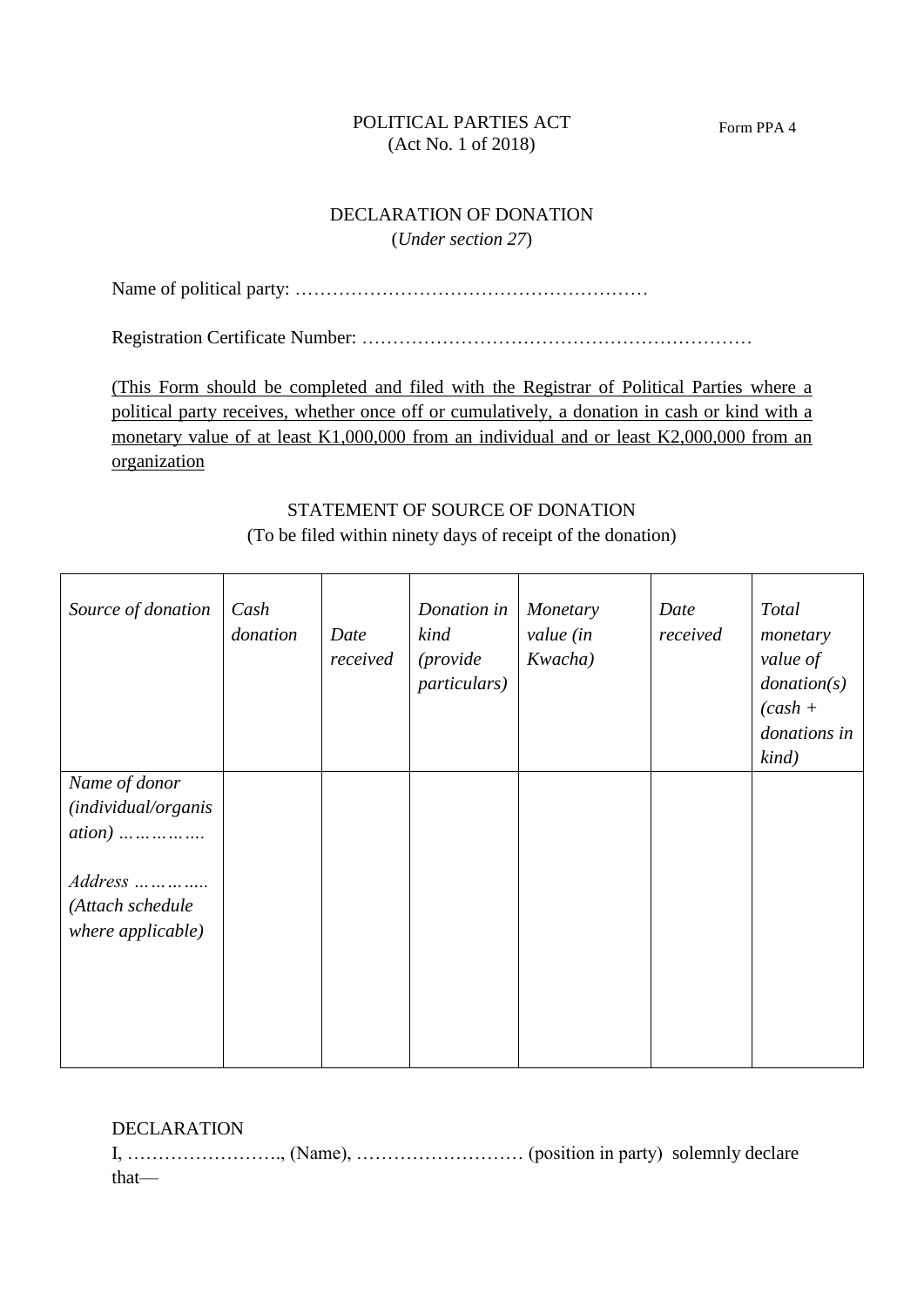POLITICAL PARTIES ACT
(Act No. 1 of 2018)

Form PPA 4

DECLARATION OF DONATION
(*Under section 27*)

Name of political party: …………………………………………………

Registration Certificate Number: ………………………………………………………

(This Form should be completed and filed with the Registrar of Political Parties where a political party receives, whether once off or cumulatively, a donation in cash or kind with a monetary value of at least K1,000,000 from an individual and or least K2,000,000 from an organization

STATEMENT OF SOURCE OF DONATION
(To be filed within ninety days of receipt of the donation)

| *Source of donation* | *Cash donation* | *Date received* | *Donation in kind (provide particulars)* | *Monetary value (in Kwacha)* | *Date received* | *Total monetary value of donation(s) (cash + donations in kind)* |
|---|---|---|---|---|---|---|
| *Name of donor (individual/organisation) …………….* <br><br> *Address ………….. (Attach schedule where applicable)* | | | | | | |

DECLARATION

I, …………………….., (Name), ……………………… (position in party) solemnly declare that—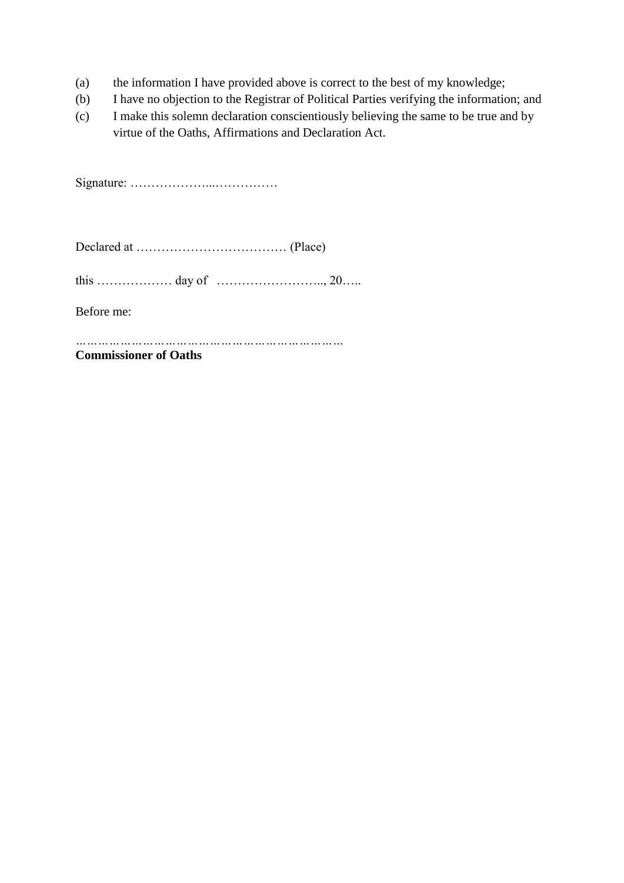(a) the information I have provided above is correct to the best of my knowledge;
(b) I have no objection to the Registrar of Political Parties verifying the information; and
(c) I make this solemn declaration conscientiously believing the same to be true and by virtue of the Oaths, Affirmations and Declaration Act.

Signature: ………………...……………

Declared at ……………………………… (Place)

this …………….. day of …………………….., 20…..

Before me:

……………………………………………………………
**Commissioner of Oaths**